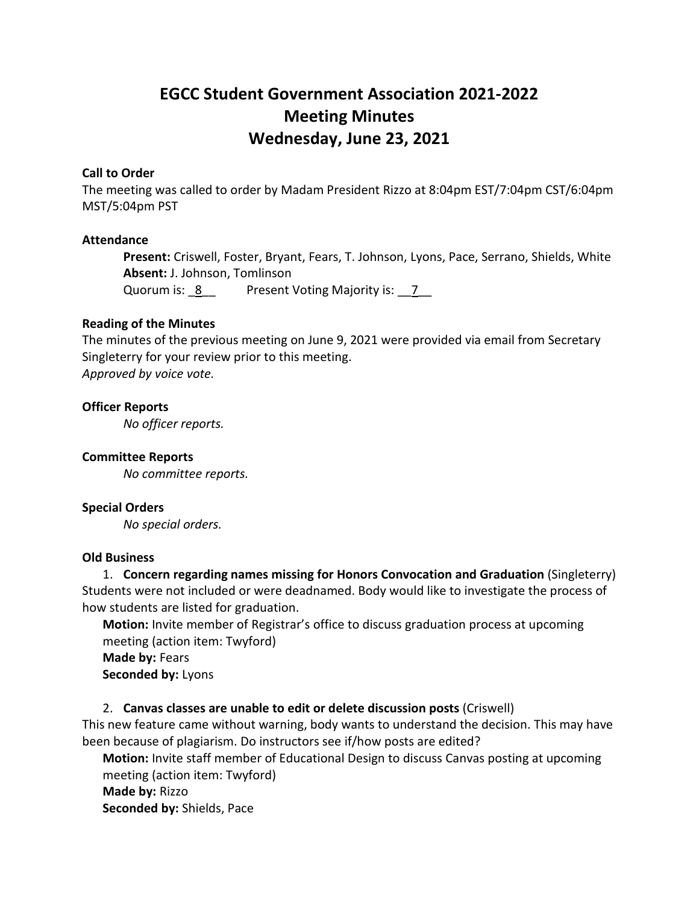# EGCC Student Government Association 2021-2022
# Meeting Minutes
# Wednesday, June 23, 2021

**Call to Order**

The meeting was called to order by Madam President Rizzo at 8:04pm EST/7:04pm CST/6:04pm MST/5:04pm PST

**Attendance**

**Present:** Criswell, Foster, Bryant, Fears, T. Johnson, Lyons, Pace, Serrano, Shields, White
**Absent:** J. Johnson, Tomlinson
Quorum is: _8__ Present Voting Majority is: __7__

**Reading of the Minutes**

The minutes of the previous meeting on June 9, 2021 were provided via email from Secretary Singleterry for your review prior to this meeting.
*Approved by voice vote.*

**Officer Reports**

*No officer reports.*

**Committee Reports**

*No committee reports.*

**Special Orders**

*No special orders.*

**Old Business**

1. **Concern regarding names missing for Honors Convocation and Graduation** (Singleterry)

Students were not included or were deadnamed. Body would like to investigate the process of how students are listed for graduation.

**Motion:** Invite member of Registrar's office to discuss graduation process at upcoming meeting (action item: Twyford)
**Made by:** Fears
**Seconded by:** Lyons

2. **Canvas classes are unable to edit or delete discussion posts** (Criswell)

This new feature came without warning, body wants to understand the decision. This may have been because of plagiarism. Do instructors see if/how posts are edited?

**Motion:** Invite staff member of Educational Design to discuss Canvas posting at upcoming meeting (action item: Twyford)
**Made by:** Rizzo
**Seconded by:** Shields, Pace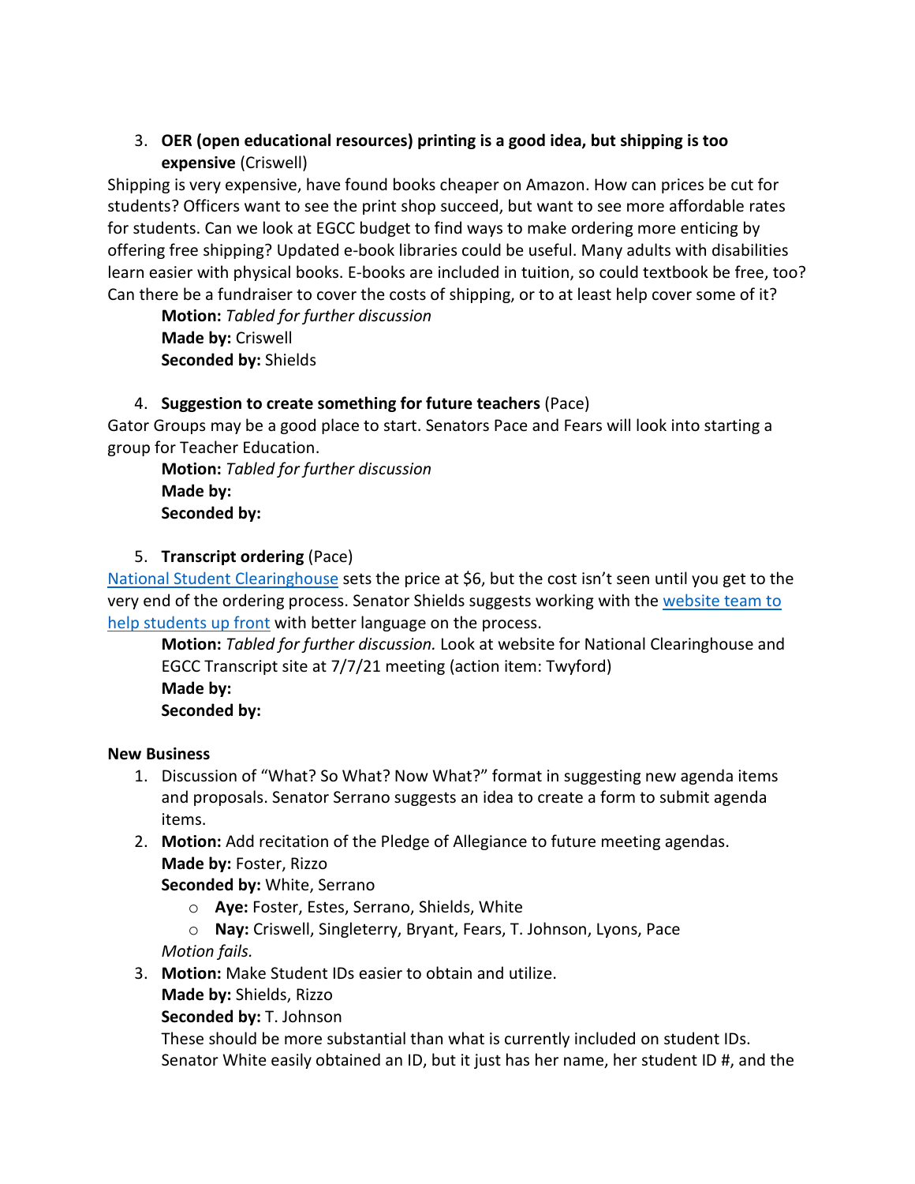3. **OER (open educational resources) printing is a good idea, but shipping is too expensive** (Criswell)

Shipping is very expensive, have found books cheaper on Amazon. How can prices be cut for students? Officers want to see the print shop succeed, but want to see more affordable rates for students. Can we look at EGCC budget to find ways to make ordering more enticing by offering free shipping? Updated e-book libraries could be useful. Many adults with disabilities learn easier with physical books. E-books are included in tuition, so could textbook be free, too? Can there be a fundraiser to cover the costs of shipping, or to at least help cover some of it?

 **Motion:** *Tabled for further discussion*
 **Made by:** Criswell
 **Seconded by:** Shields

4. **Suggestion to create something for future teachers** (Pace)

Gator Groups may be a good place to start. Senators Pace and Fears will look into starting a group for Teacher Education.

 **Motion:** *Tabled for further discussion*
 **Made by:**
 **Seconded by:**

5. **Transcript ordering** (Pace)

[National Student Clearinghouse]() sets the price at $6, but the cost isn't seen until you get to the very end of the ordering process. Senator Shields suggests working with the [website team to help students up front]() with better language on the process.

 **Motion:** *Tabled for further discussion.* Look at website for National Clearinghouse and EGCC Transcript site at 7/7/21 meeting (action item: Twyford)
 **Made by:**
 **Seconded by:**

**New Business**

1. Discussion of "What? So What? Now What?" format in suggesting new agenda items and proposals. Senator Serrano suggests an idea to create a form to submit agenda items.
2. **Motion:** Add recitation of the Pledge of Allegiance to future meeting agendas.
 **Made by:** Foster, Rizzo
 **Seconded by:** White, Serrano
    - **Aye:** Foster, Estes, Serrano, Shields, White
    - **Nay:** Criswell, Singleterry, Bryant, Fears, T. Johnson, Lyons, Pace

 *Motion fails.*
3. **Motion:** Make Student IDs easier to obtain and utilize.
 **Made by:** Shields, Rizzo
 **Seconded by:** T. Johnson
 These should be more substantial than what is currently included on student IDs. Senator White easily obtained an ID, but it just has her name, her student ID #, and the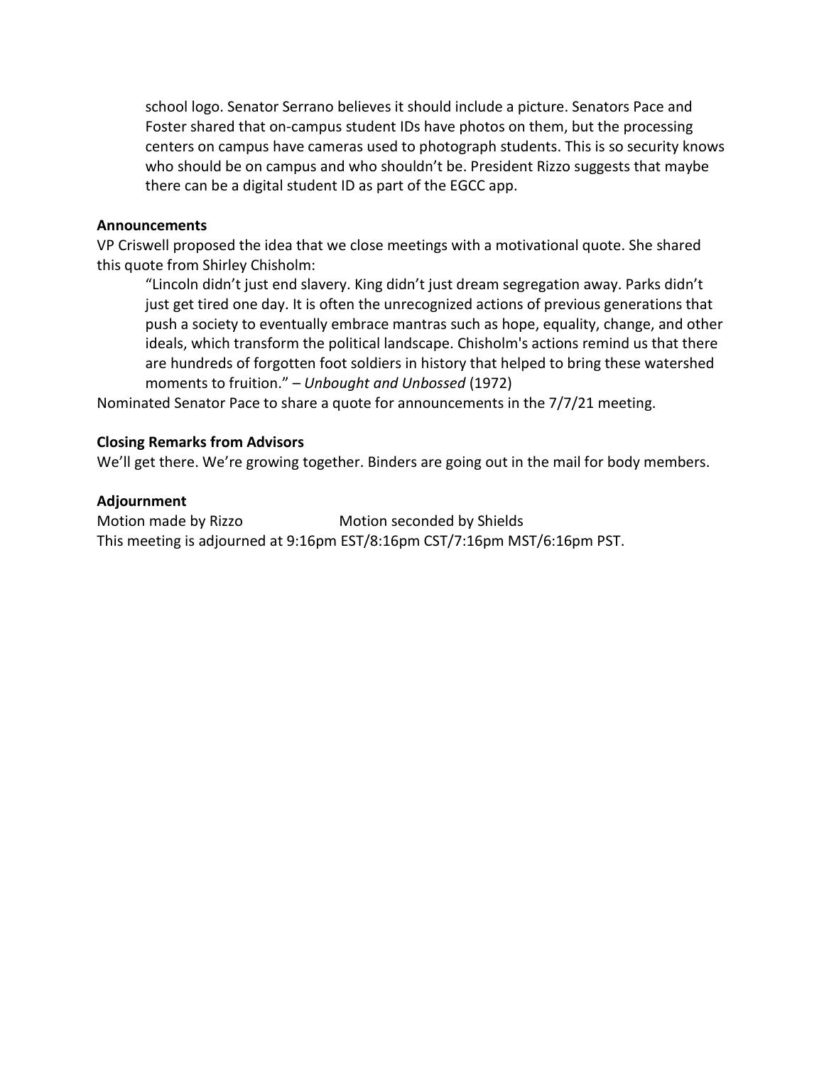school logo. Senator Serrano believes it should include a picture. Senators Pace and Foster shared that on-campus student IDs have photos on them, but the processing centers on campus have cameras used to photograph students. This is so security knows who should be on campus and who shouldn't be. President Rizzo suggests that maybe there can be a digital student ID as part of the EGCC app.

**Announcements**

VP Criswell proposed the idea that we close meetings with a motivational quote. She shared this quote from Shirley Chisholm:

> "Lincoln didn't just end slavery. King didn't just dream segregation away. Parks didn't just get tired one day. It is often the unrecognized actions of previous generations that push a society to eventually embrace mantras such as hope, equality, change, and other ideals, which transform the political landscape. Chisholm's actions remind us that there are hundreds of forgotten foot soldiers in history that helped to bring these watershed moments to fruition." – *Unbought and Unbossed* (1972)

Nominated Senator Pace to share a quote for announcements in the 7/7/21 meeting.

**Closing Remarks from Advisors**

We'll get there. We're growing together. Binders are going out in the mail for body members.

**Adjournment**

Motion made by Rizzo Motion seconded by Shields

This meeting is adjourned at 9:16pm EST/8:16pm CST/7:16pm MST/6:16pm PST.